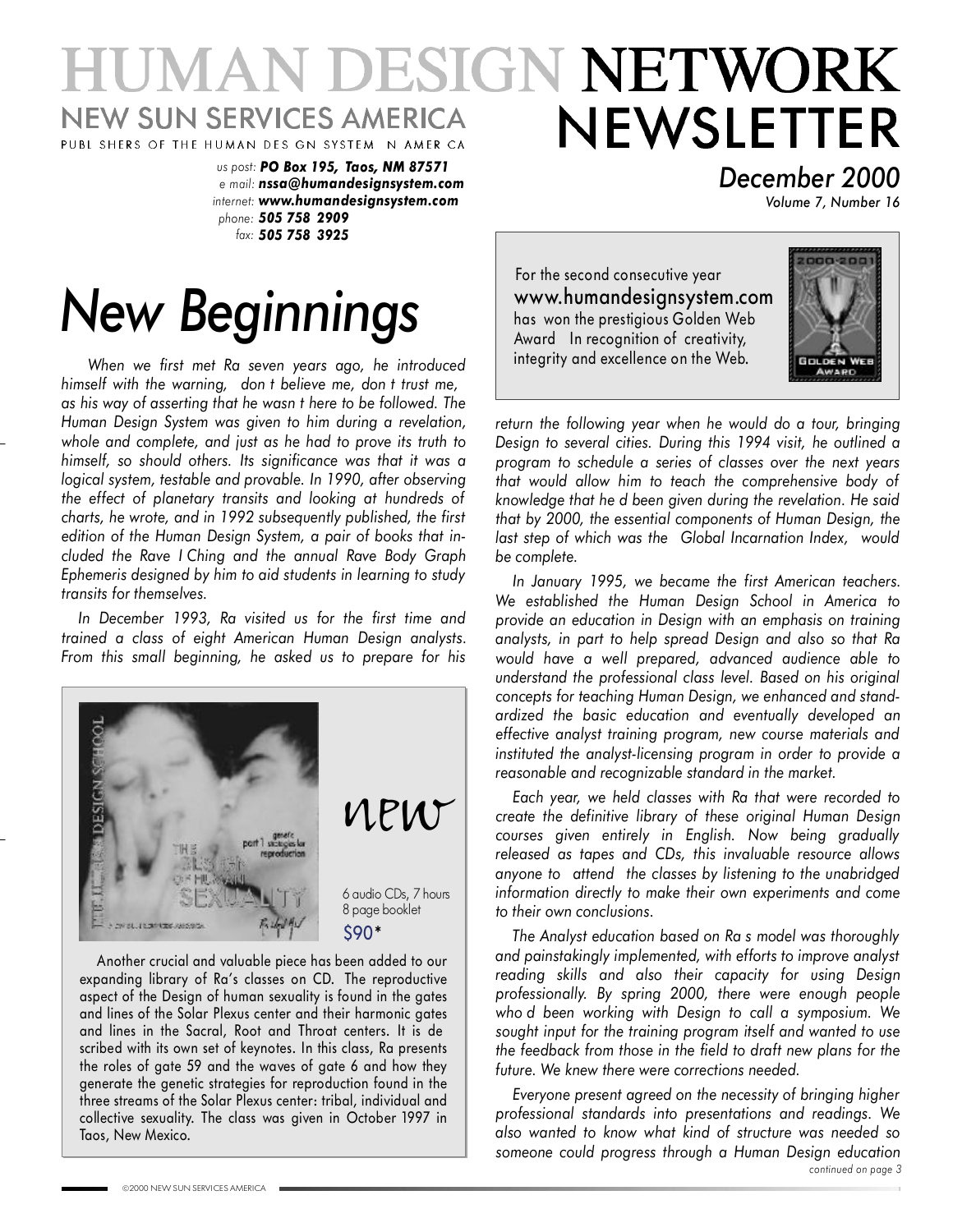# HUMAN DESIGN NETWORK NEWSLETTER

NEW SUN SERVICES AMERICA

PUBL SHERS OF THE HUMAN DES GN SYSTEM N AMER CA

*us post:* ***PO Box 195, Taos, NM 87571***
*e mail:* ***nssa@humandesignsystem.com***
*internet:* ***www.humandesignsystem.com***
*phone:* ***505 758 2909***
*fax:* ***505 758 3925***

*December 2000*
*Volume 7, Number 16*

For the second consecutive year www.humandesignsystem.com has won the prestigious Golden Web Award In recognition of creativity, integrity and excellence on the Web.

# *New Beginnings*

*When we first met Ra seven years ago, he introduced himself with the warning, don t believe me, don t trust me, as his way of asserting that he wasn t here to be followed. The Human Design System was given to him during a revelation, whole and complete, and just as he had to prove its truth to himself, so should others. Its significance was that it was a logical system, testable and provable. In 1990, after observing the effect of planetary transits and looking at hundreds of charts, he wrote, and in 1992 subsequently published, the first edition of the Human Design System, a pair of books that included the Rave I Ching and the annual Rave Body Graph Ephemeris designed by him to aid students in learning to study transits for themselves.*

*In December 1993, Ra visited us for the first time and trained a class of eight American Human Design analysts. From this small beginning, he asked us to prepare for his return the following year when he would do a tour, bringing Design to several cities. During this 1994 visit, he outlined a program to schedule a series of classes over the next years that would allow him to teach the comprehensive body of knowledge that he d been given during the revelation. He said that by 2000, the essential components of Human Design, the last step of which was the Global Incarnation Index, would be complete.*

*In January 1995, we became the first American teachers. We established the Human Design School in America to provide an education in Design with an emphasis on training analysts, in part to help spread Design and also so that Ra would have a well prepared, advanced audience able to understand the professional class level. Based on his original concepts for teaching Human Design, we enhanced and standardized the basic education and eventually developed an effective analyst training program, new course materials and instituted the analyst-licensing program in order to provide a reasonable and recognizable standard in the market.*

*Each year, we held classes with Ra that were recorded to create the definitive library of these original Human Design courses given entirely in English. Now being gradually released as tapes and CDs, this invaluable resource allows anyone to attend the classes by listening to the unabridged information directly to make their own experiments and come to their own conclusions.*

*The Analyst education based on Ra s model was thoroughly and painstakingly implemented, with efforts to improve analyst reading skills and also their capacity for using Design professionally. By spring 2000, there were enough people who d been working with Design to call a symposium. We sought input for the training program itself and wanted to use the feedback from those in the field to draft new plans for the future. We knew there were corrections needed.*

*Everyone present agreed on the necessity of bringing higher professional standards into presentations and readings. We also wanted to know what kind of structure was needed so someone could progress through a Human Design education*

*continued on page 3*

---

new

6 audio CDs, 7 hours
8 page booklet
$90*

Another crucial and valuable piece has been added to our expanding library of Ra's classes on CD. The reproductive aspect of the Design of human sexuality is found in the gates and lines of the Solar Plexus center and their harmonic gates and lines in the Sacral, Root and Throat centers. It is described with its own set of keynotes. In this class, Ra presents the roles of gate 59 and the waves of gate 6 and how they generate the genetic strategies for reproduction found in the three streams of the Solar Plexus center: tribal, individual and collective sexuality. The class was given in October 1997 in Taos, New Mexico.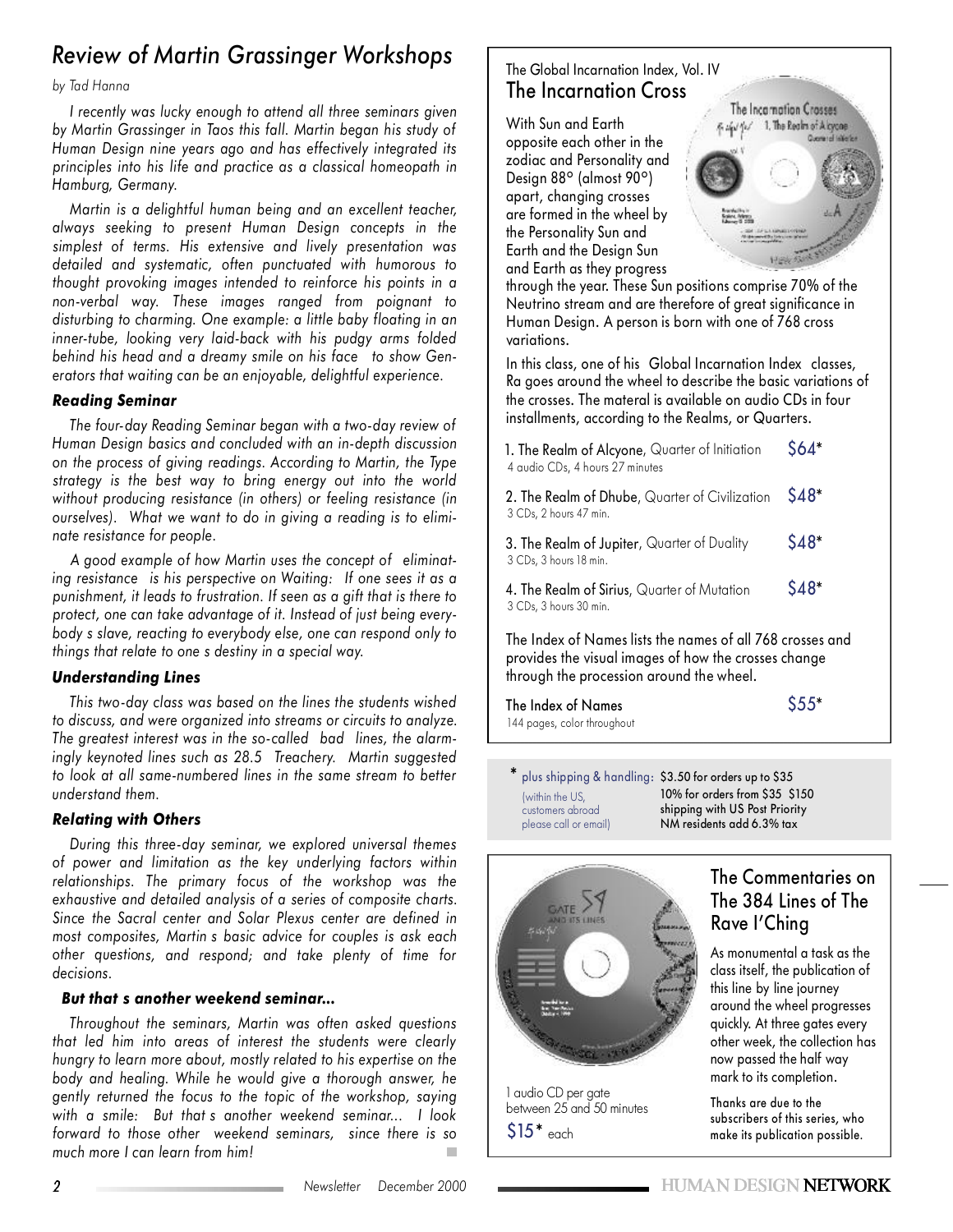# Review of Martin Grassinger Workshops

*by Tad Hanna*

*I recently was lucky enough to attend all three seminars given by Martin Grassinger in Taos this fall. Martin began his study of Human Design nine years ago and has effectively integrated its principles into his life and practice as a classical homeopath in Hamburg, Germany.*

*Martin is a delightful human being and an excellent teacher, always seeking to present Human Design concepts in the simplest of terms. His extensive and lively presentation was detailed and systematic, often punctuated with humorous to thought provoking images intended to reinforce his points in a non-verbal way. These images ranged from poignant to disturbing to charming. One example: a little baby floating in an inner-tube, looking very laid-back with his pudgy arms folded behind his head and a dreamy smile on his face to show Generators that waiting can be an enjoyable, delightful experience.*

### Reading Seminar

*The four-day Reading Seminar began with a two-day review of Human Design basics and concluded with an in-depth discussion on the process of giving readings. According to Martin, the Type strategy is the best way to bring energy out into the world without producing resistance (in others) or feeling resistance (in ourselves). What we want to do in giving a reading is to eliminate resistance for people.*

*A good example of how Martin uses the concept of eliminating resistance is his perspective on Waiting: If one sees it as a punishment, it leads to frustration. If seen as a gift that is there to protect, one can take advantage of it. Instead of just being everybody s slave, reacting to everybody else, one can respond only to things that relate to one s destiny in a special way.*

### Understanding Lines

*This two-day class was based on the lines the students wished to discuss, and were organized into streams or circuits to analyze. The greatest interest was in the so-called bad lines, the alarmingly keynoted lines such as 28.5 Treachery. Martin suggested to look at all same-numbered lines in the same stream to better understand them.*

### Relating with Others

*During this three-day seminar, we explored universal themes of power and limitation as the key underlying factors within relationships. The primary focus of the workshop was the exhaustive and detailed analysis of a series of composite charts. Since the Sacral center and Solar Plexus center are defined in most composites, Martin s basic advice for couples is ask each other questions, and respond; and take plenty of time for decisions.*

### But that s another weekend seminar...

*Throughout the seminars, Martin was often asked questions that led him into areas of interest the students were clearly hungry to learn more about, mostly related to his expertise on the body and healing. While he would give a thorough answer, he gently returned the focus to the topic of the workshop, saying with a smile: But that s another weekend seminar... I look forward to those other weekend seminars, since there is so much more I can learn from him!*

---

The Global Incarnation Index, Vol. IV

## The Incarnation Cross

With Sun and Earth opposite each other in the zodiac and Personality and Design 88° (almost 90°) apart, changing crosses are formed in the wheel by the Personality Sun and Earth and the Design Sun and Earth as they progress through the year. These Sun positions comprise 70% of the Neutrino stream and are therefore of great significance in Human Design. A person is born with one of 768 cross variations.

In this class, one of his Global Incarnation Index classes, Ra goes around the wheel to describe the basic variations of the crosses. The materal is available on audio CDs in four installments, according to the Realms, or Quarters.

| | |
|---|---|
| 1. **The Realm of Alcyone,** Quarter of Initiation<br>4 audio CDs, 4 hours 27 minutes | $64* |
| 2. **The Realm of Dhube,** Quarter of Civilization<br>3 CDs, 2 hours 47 min. | $48* |
| 3. **The Realm of Jupiter,** Quarter of Duality<br>3 CDs, 3 hours 18 min. | $48* |
| 4. **The Realm of Sirius,** Quarter of Mutation<br>3 CDs, 3 hours 30 min. | $48* |

The Index of Names lists the names of all 768 crosses and provides the visual images of how the crosses change through the procession around the wheel.

| | |
|---|---|
| The Index of Names<br>144 pages, color throughout | $55* |

\* plus shipping & handling: (within the US, customers abroad please call or email)
$3.50 for orders up to $35
10% for orders from $35 $150
shipping with US Post Priority
NM residents add 6.3% tax

## The Commentaries on The 384 Lines of The Rave I'Ching

As monumental a task as the class itself, the publication of this line by line journey around the wheel progresses quickly. At three gates every other week, the collection has now passed the half way mark to its completion.

Thanks are due to the subscribers of this series, who make its publication possible.

1 audio CD per gate between 25 and 50 minutes

$15* each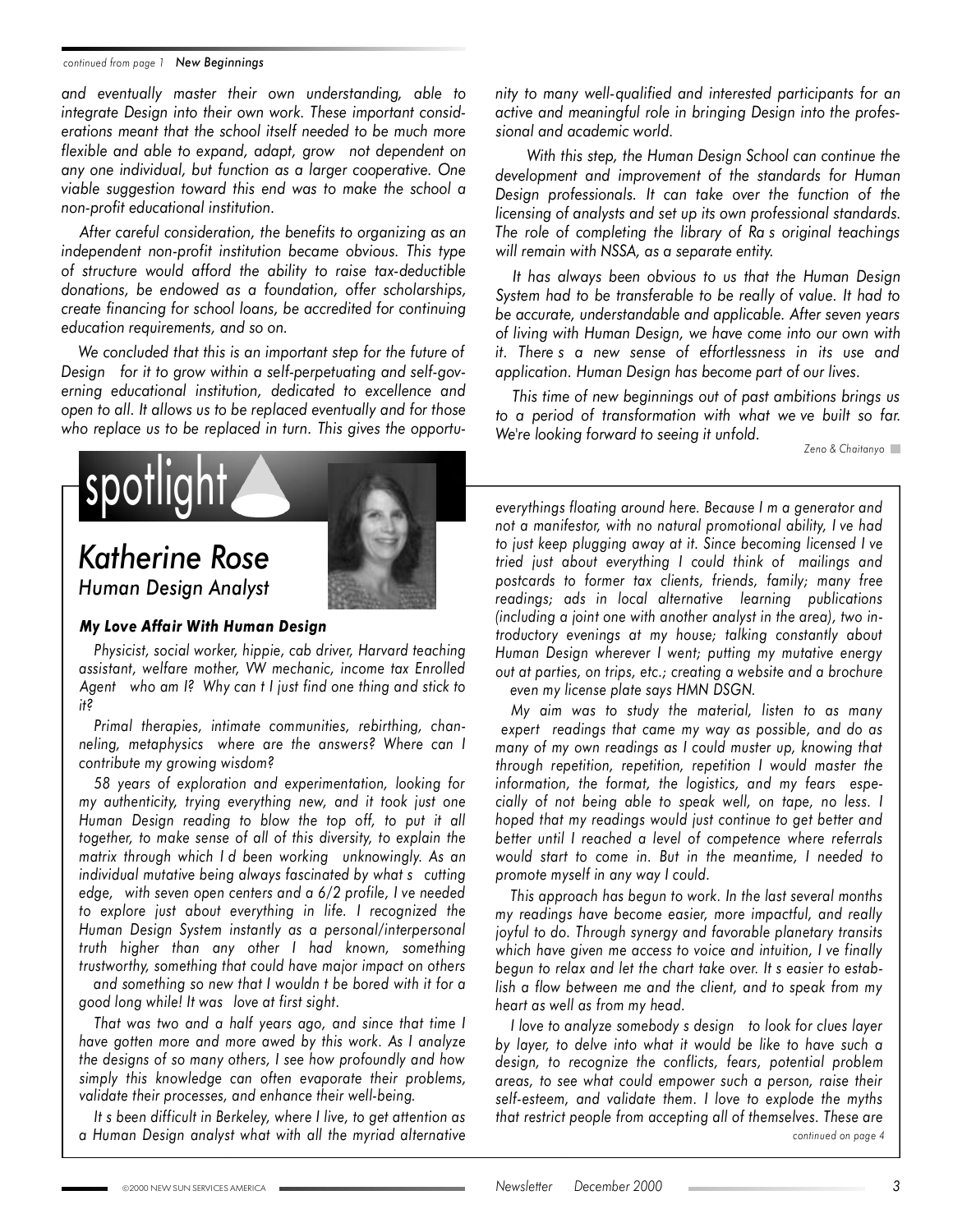*continued from page 1* ***New Beginnings***

*and eventually master their own understanding, able to integrate Design into their own work. These important considerations meant that the school itself needed to be much more flexible and able to expand, adapt, grow not dependent on any one individual, but function as a larger cooperative. One viable suggestion toward this end was to make the school a non-profit educational institution.*

*After careful consideration, the benefits to organizing as an independent non-profit institution became obvious. This type of structure would afford the ability to raise tax-deductible donations, be endowed as a foundation, offer scholarships, create financing for school loans, be accredited for continuing education requirements, and so on.*

*We concluded that this is an important step for the future of Design for it to grow within a self-perpetuating and self-governing educational institution, dedicated to excellence and open to all. It allows us to be replaced eventually and for those who replace us to be replaced in turn. This gives the opportunity to many well-qualified and interested participants for an active and meaningful role in bringing Design into the professional and academic world.*

*With this step, the Human Design School can continue the development and improvement of the standards for Human Design professionals. It can take over the function of the licensing of analysts and set up its own professional standards. The role of completing the library of Ra s original teachings will remain with NSSA, as a separate entity.*

*It has always been obvious to us that the Human Design System had to be transferable to be really of value. It had to be accurate, understandable and applicable. After seven years of living with Human Design, we have come into our own with it. There s a new sense of effortlessness in its use and application. Human Design has become part of our lives.*

*This time of new beginnings out of past ambitions brings us to a period of transformation with what we ve built so far. We're looking forward to seeing it unfold.*

*Zeno & Chaitanyo*

# spotlight

## *Katherine Rose*
### *Human Design Analyst*

#### ***My Love Affair With Human Design***

*Physicist, social worker, hippie, cab driver, Harvard teaching assistant, welfare mother, VW mechanic, income tax Enrolled Agent who am I? Why can t I just find one thing and stick to it?*

*Primal therapies, intimate communities, rebirthing, channeling, metaphysics where are the answers? Where can I contribute my growing wisdom?*

*58 years of exploration and experimentation, looking for my authenticity, trying everything new, and it took just one Human Design reading to blow the top off, to put it all together, to make sense of all of this diversity, to explain the matrix through which I d been working unknowingly. As an individual mutative being always fascinated by what s cutting edge, with seven open centers and a 6/2 profile, I ve needed to explore just about everything in life. I recognized the Human Design System instantly as a personal/interpersonal truth higher than any other I had known, something trustworthy, something that could have major impact on others and something so new that I wouldn t be bored with it for a good long while! It was love at first sight.*

*That was two and a half years ago, and since that time I have gotten more and more awed by this work. As I analyze the designs of so many others, I see how profoundly and how simply this knowledge can often evaporate their problems, validate their processes, and enhance their well-being.*

*It s been difficult in Berkeley, where I live, to get attention as a Human Design analyst what with all the myriad alternative everythings floating around here. Because I m a generator and not a manifestor, with no natural promotional ability, I ve had to just keep plugging away at it. Since becoming licensed I ve tried just about everything I could think of mailings and postcards to former tax clients, friends, family; many free readings; ads in local alternative learning publications (including a joint one with another analyst in the area), two introductory evenings at my house; talking constantly about Human Design wherever I went; putting my mutative energy out at parties, on trips, etc.; creating a website and a brochure even my license plate says HMN DSGN.*

*My aim was to study the material, listen to as many expert readings that came my way as possible, and do as many of my own readings as I could muster up, knowing that through repetition, repetition, repetition I would master the information, the format, the logistics, and my fears especially of not being able to speak well, on tape, no less. I hoped that my readings would just continue to get better and better until I reached a level of competence where referrals would start to come in. But in the meantime, I needed to promote myself in any way I could.*

*This approach has begun to work. In the last several months my readings have become easier, more impactful, and really joyful to do. Through synergy and favorable planetary transits which have given me access to voice and intuition, I ve finally begun to relax and let the chart take over. It s easier to establish a flow between me and the client, and to speak from my heart as well as from my head.*

*I love to analyze somebody s design to look for clues layer by layer, to delve into what it would be like to have such a design, to recognize the conflicts, fears, potential problem areas, to see what could empower such a person, raise their self-esteem, and validate them. I love to explode the myths that restrict people from accepting all of themselves. These are*

*continued on page 4*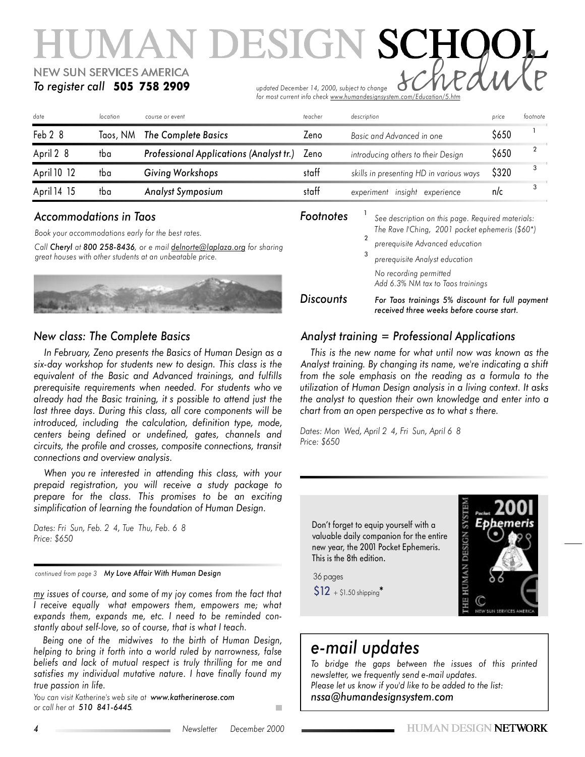# HUMAN DESIGN SCHOOL schedule

NEW SUN SERVICES AMERICA

*To register call* **505 758 2909**

*updated December 14, 2000, subject to change*
*for most current info check www.humandesignsystem.com/Education/5.htm*

| date | location | course or event | teacher | description | price | footnote |
|---|---|---|---|---|---|---|
| Feb 2 8 | Taos, NM | *The Complete Basics* | Zeno | *Basic and Advanced in one* | $650 | 1 |
| April 2 8 | tba | *Professional Applications (Analyst tr.)* | Zeno | *introducing others to their Design* | $650 | 2 |
| April 10 12 | tba | *Giving Workshops* | staff | *skills in presenting HD in various ways* | $320 | 3 |
| April 14 15 | tba | *Analyst Symposium* | staff | *experiment insight experience* | n/c | 3 |

## *Accommodations in Taos*

*Book your accommodations early for the best rates.*

*Call **Cheryl** at **800 258-8436**, or e mail delnorte@laplaza.org for sharing great houses with other students at an unbeatable price.*

## *Footnotes*

1. *See description on this page. Required materials: The Rave I'Ching, 2001 pocket ephemeris ($60\*)*
2. *prerequisite Advanced education*
3. *prerequisite Analyst education*

*No recording permitted*
*Add 6.3% NM tax to Taos trainings*

## *Discounts*

***For Taos trainings 5% discount for full payment received three weeks before course start.***

## *New class: The Complete Basics*

*In February, Zeno presents the Basics of Human Design as a six-day workshop for students new to design. This class is the equivalent of the Basic and Advanced trainings, and fulfills prerequisite requirements when needed. For students who ve already had the Basic training, it s possible to attend just the last three days. During this class, all core components will be introduced, including the calculation, definition type, mode, centers being defined or undefined, gates, channels and circuits, the profile and crosses, composite connections, transit connections and overview analysis.*

*When you re interested in attending this class, with your prepaid registration, you will receive a study package to prepare for the class. This promises to be an exciting simplification of learning the foundation of Human Design.*

*Dates: Fri Sun, Feb. 2 4, Tue Thu, Feb. 6 8*
*Price: $650*

## *Analyst training = Professional Applications*

*This is the new name for what until now was known as the Analyst training. By changing its name, we're indicating a shift from the sole emphasis on the reading as a formula to the utilization of Human Design analysis in a living context. It asks the analyst to question their own knowledge and enter into a chart from an open perspective as to what s there.*

*Dates: Mon Wed, April 2 4, Fri Sun, April 6 8*
*Price: $650*

*continued from page 3* ***My Love Affair With Human Design***

*my issues of course, and some of my joy comes from the fact that I receive equally what empowers them, empowers me; what expands them, expands me, etc. I need to be reminded constantly about self-love, so of course, that is what I teach.*

*Being one of the midwives to the birth of Human Design, helping to bring it forth into a world ruled by narrowness, false beliefs and lack of mutual respect is truly thrilling for me and satisfies my individual mutative nature. I have finally found my true passion in life.*

*You can visit Katherine's web site at **www.katherinerose.com** or call her at **510 841-6445**.*

Don't forget to equip yourself with a valuable daily companion for the entire new year, the 2001 Pocket Ephemeris. This is the 8th edition.

36 pages

$12 + $1.50 shipping\*

Pocket 2001 Ephemeris
THE HUMAN DESIGN SYSTEM
NEW SUN SERVICES AMERICA

## *e-mail updates*

*To bridge the gaps between the issues of this printed newsletter, we frequently send e-mail updates.*
*Please let us know if you'd like to be added to the list:*
*nssa@humandesignsystem.com*